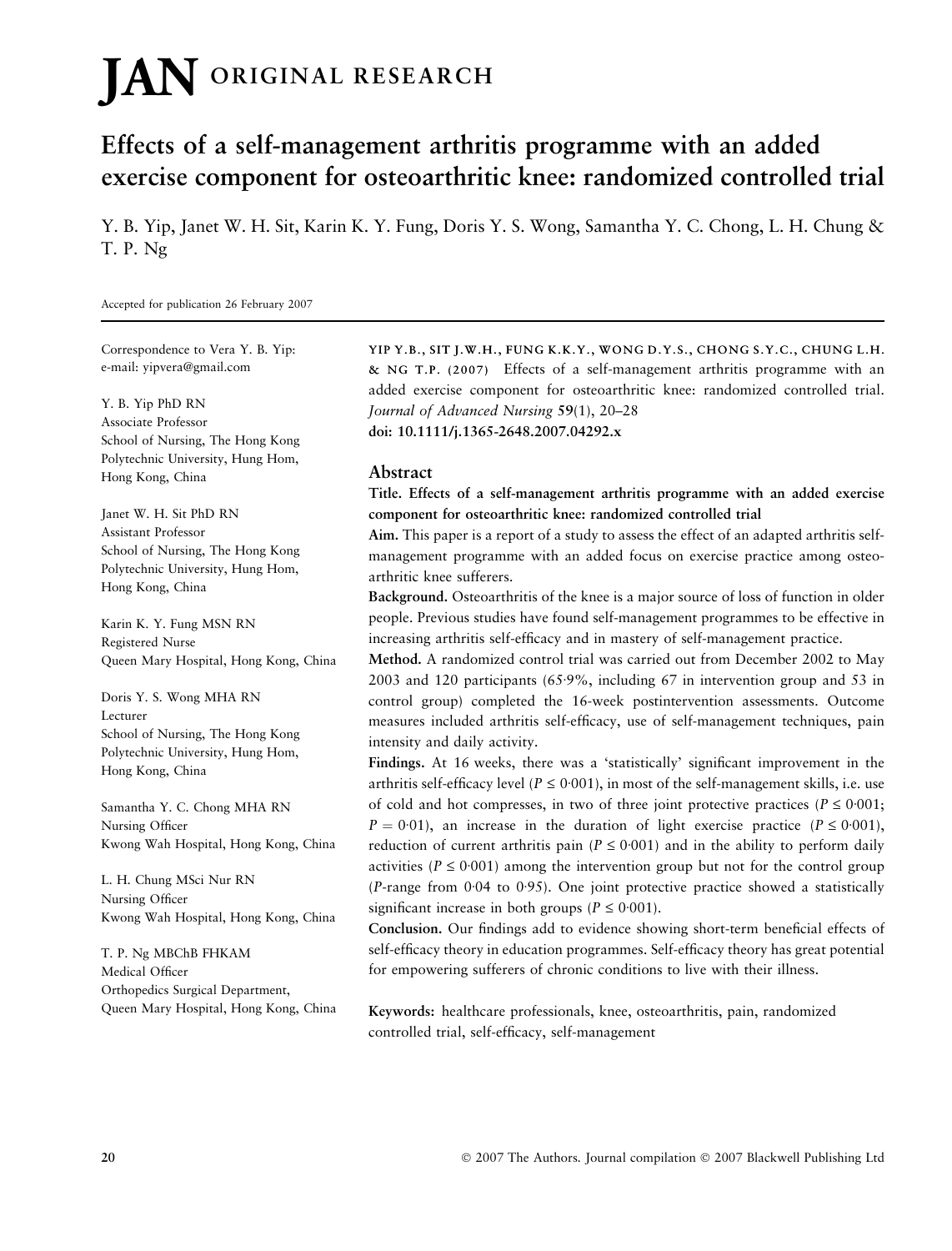# JAN ORIGINAL RESEARCH

# Effects of a self-management arthritis programme with an added exercise component for osteoarthritic knee: randomized controlled trial

Y. B. Yip, Janet W. H. Sit, Karin K. Y. Fung, Doris Y. S. Wong, Samantha Y. C. Chong, L. H. Chung & T. P. Ng

Accepted for publication 26 February 2007

Correspondence to Vera Y. B. Yip:
e-mail: yipvera@gmail.com

Y. B. Yip PhD RN
Associate Professor
School of Nursing, The Hong Kong Polytechnic University, Hung Hom, Hong Kong, China

Janet W. H. Sit PhD RN
Assistant Professor
School of Nursing, The Hong Kong Polytechnic University, Hung Hom, Hong Kong, China

Karin K. Y. Fung MSN RN
Registered Nurse
Queen Mary Hospital, Hong Kong, China

Doris Y. S. Wong MHA RN
Lecturer
School of Nursing, The Hong Kong Polytechnic University, Hung Hom, Hong Kong, China

Samantha Y. C. Chong MHA RN
Nursing Officer
Kwong Wah Hospital, Hong Kong, China

L. H. Chung MSci Nur RN
Nursing Officer
Kwong Wah Hospital, Hong Kong, China

T. P. Ng MBChB FHKAM
Medical Officer
Orthopedics Surgical Department, Queen Mary Hospital, Hong Kong, China

YIP Y.B., SIT J.W.H., FUNG K.K.Y., WONG D.Y.S., CHONG S.Y.C., CHUNG L.H. & NG T.P. (2007) Effects of a self-management arthritis programme with an added exercise component for osteoarthritic knee: randomized controlled trial. *Journal of Advanced Nursing* **59**(1), 20–28
**doi: 10.1111/j.1365-2648.2007.04292.x**

## Abstract

**Title. Effects of a self-management arthritis programme with an added exercise component for osteoarthritic knee: randomized controlled trial**

**Aim.** This paper is a report of a study to assess the effect of an adapted arthritis self-management programme with an added focus on exercise practice among osteoarthritic knee sufferers.

**Background.** Osteoarthritis of the knee is a major source of loss of function in older people. Previous studies have found self-management programmes to be effective in increasing arthritis self-efficacy and in mastery of self-management practice.

**Method.** A randomized control trial was carried out from December 2002 to May 2003 and 120 participants (65·9%, including 67 in intervention group and 53 in control group) completed the 16-week postintervention assessments. Outcome measures included arthritis self-efficacy, use of self-management techniques, pain intensity and daily activity.

**Findings.** At 16 weeks, there was a 'statistically' significant improvement in the arthritis self-efficacy level ($P \leq 0{\cdot}001$), in most of the self-management skills, i.e. use of cold and hot compresses, in two of three joint protective practices ($P \leq 0{\cdot}001$; $P = 0{\cdot}01$), an increase in the duration of light exercise practice ($P \leq 0{\cdot}001$), reduction of current arthritis pain ($P \leq 0{\cdot}001$) and in the ability to perform daily activities ($P \leq 0{\cdot}001$) among the intervention group but not for the control group ($P$-range from 0·04 to 0·95). One joint protective practice showed a statistically significant increase in both groups ($P \leq 0{\cdot}001$).

**Conclusion.** Our findings add to evidence showing short-term beneficial effects of self-efficacy theory in education programmes. Self-efficacy theory has great potential for empowering sufferers of chronic conditions to live with their illness.

**Keywords:** healthcare professionals, knee, osteoarthritis, pain, randomized controlled trial, self-efficacy, self-management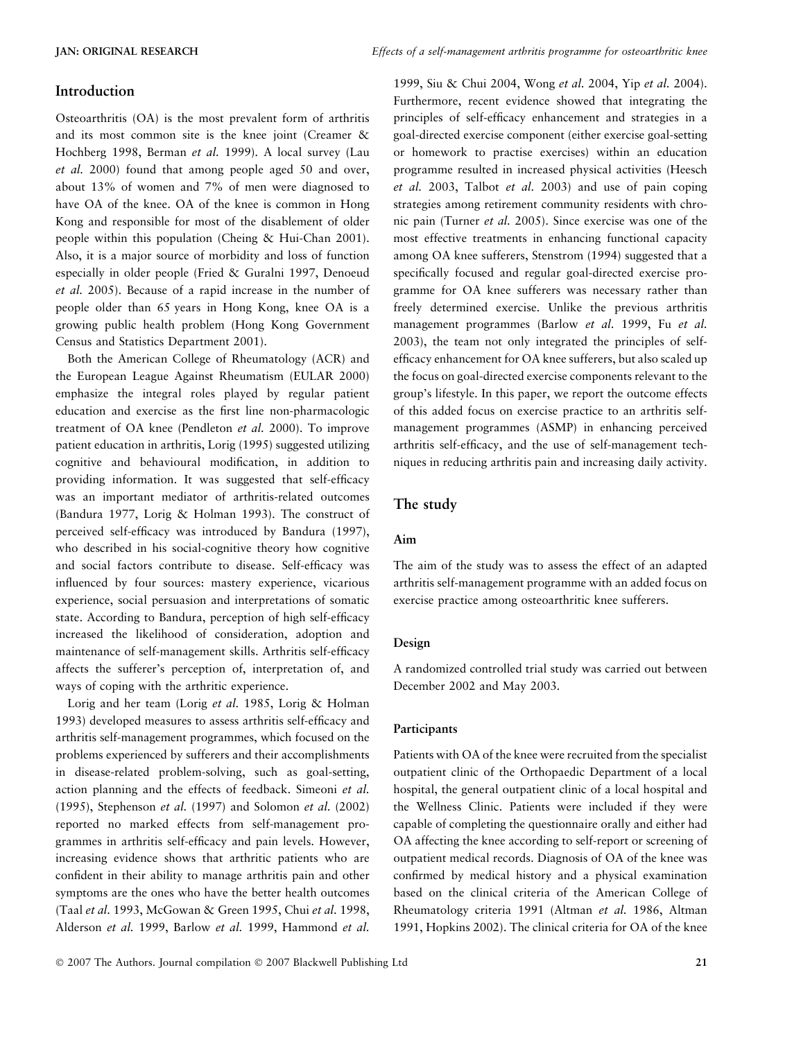## Introduction

Osteoarthritis (OA) is the most prevalent form of arthritis and its most common site is the knee joint (Creamer & Hochberg 1998, Berman *et al.* 1999). A local survey (Lau *et al.* 2000) found that among people aged 50 and over, about 13% of women and 7% of men were diagnosed to have OA of the knee. OA of the knee is common in Hong Kong and responsible for most of the disablement of older people within this population (Cheing & Hui-Chan 2001). Also, it is a major source of morbidity and loss of function especially in older people (Fried & Guralni 1997, Denoeud *et al.* 2005). Because of a rapid increase in the number of people older than 65 years in Hong Kong, knee OA is a growing public health problem (Hong Kong Government Census and Statistics Department 2001).

Both the American College of Rheumatology (ACR) and the European League Against Rheumatism (EULAR 2000) emphasize the integral roles played by regular patient education and exercise as the first line non-pharmacologic treatment of OA knee (Pendleton *et al.* 2000). To improve patient education in arthritis, Lorig (1995) suggested utilizing cognitive and behavioural modification, in addition to providing information. It was suggested that self-efficacy was an important mediator of arthritis-related outcomes (Bandura 1977, Lorig & Holman 1993). The construct of perceived self-efficacy was introduced by Bandura (1997), who described in his social-cognitive theory how cognitive and social factors contribute to disease. Self-efficacy was influenced by four sources: mastery experience, vicarious experience, social persuasion and interpretations of somatic state. According to Bandura, perception of high self-efficacy increased the likelihood of consideration, adoption and maintenance of self-management skills. Arthritis self-efficacy affects the sufferer's perception of, interpretation of, and ways of coping with the arthritic experience.

Lorig and her team (Lorig *et al.* 1985, Lorig & Holman 1993) developed measures to assess arthritis self-efficacy and arthritis self-management programmes, which focused on the problems experienced by sufferers and their accomplishments in disease-related problem-solving, such as goal-setting, action planning and the effects of feedback. Simeoni *et al.* (1995), Stephenson *et al.* (1997) and Solomon *et al.* (2002) reported no marked effects from self-management programmes in arthritis self-efficacy and pain levels. However, increasing evidence shows that arthritic patients who are confident in their ability to manage arthritis pain and other symptoms are the ones who have the better health outcomes (Taal *et al.* 1993, McGowan & Green 1995, Chui *et al.* 1998, Alderson *et al.* 1999, Barlow *et al.* 1999, Hammond *et al.* 1999, Siu & Chui 2004, Wong *et al.* 2004, Yip *et al.* 2004). Furthermore, recent evidence showed that integrating the principles of self-efficacy enhancement and strategies in a goal-directed exercise component (either exercise goal-setting or homework to practise exercises) within an education programme resulted in increased physical activities (Heesch *et al.* 2003, Talbot *et al.* 2003) and use of pain coping strategies among retirement community residents with chronic pain (Turner *et al.* 2005). Since exercise was one of the most effective treatments in enhancing functional capacity among OA knee sufferers, Stenstrom (1994) suggested that a specifically focused and regular goal-directed exercise programme for OA knee sufferers was necessary rather than freely determined exercise. Unlike the previous arthritis management programmes (Barlow *et al.* 1999, Fu *et al.* 2003), the team not only integrated the principles of self-efficacy enhancement for OA knee sufferers, but also scaled up the focus on goal-directed exercise components relevant to the group's lifestyle. In this paper, we report the outcome effects of this added focus on exercise practice to an arthritis self-management programmes (ASMP) in enhancing perceived arthritis self-efficacy, and the use of self-management techniques in reducing arthritis pain and increasing daily activity.

## The study

### Aim

The aim of the study was to assess the effect of an adapted arthritis self-management programme with an added focus on exercise practice among osteoarthritic knee sufferers.

### Design

A randomized controlled trial study was carried out between December 2002 and May 2003.

### Participants

Patients with OA of the knee were recruited from the specialist outpatient clinic of the Orthopaedic Department of a local hospital, the general outpatient clinic of a local hospital and the Wellness Clinic. Patients were included if they were capable of completing the questionnaire orally and either had OA affecting the knee according to self-report or screening of outpatient medical records. Diagnosis of OA of the knee was confirmed by medical history and a physical examination based on the clinical criteria of the American College of Rheumatology criteria 1991 (Altman *et al.* 1986, Altman 1991, Hopkins 2002). The clinical criteria for OA of the knee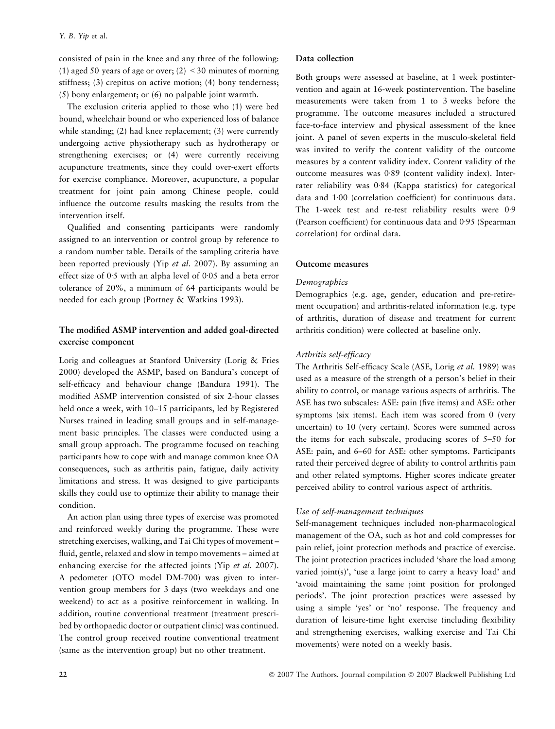consisted of pain in the knee and any three of the following: (1) aged 50 years of age or over; (2) < 30 minutes of morning stiffness; (3) crepitus on active motion; (4) bony tenderness; (5) bony enlargement; or (6) no palpable joint warmth.

The exclusion criteria applied to those who (1) were bed bound, wheelchair bound or who experienced loss of balance while standing; (2) had knee replacement; (3) were currently undergoing active physiotherapy such as hydrotherapy or strengthening exercises; or (4) were currently receiving acupuncture treatments, since they could over-exert efforts for exercise compliance. Moreover, acupuncture, a popular treatment for joint pain among Chinese people, could influence the outcome results masking the results from the intervention itself.

Qualified and consenting participants were randomly assigned to an intervention or control group by reference to a random number table. Details of the sampling criteria have been reported previously (Yip *et al.* 2007). By assuming an effect size of 0·5 with an alpha level of 0·05 and a beta error tolerance of 20%, a minimum of 64 participants would be needed for each group (Portney & Watkins 1993).

### The modified ASMP intervention and added goal-directed exercise component

Lorig and colleagues at Stanford University (Lorig & Fries 2000) developed the ASMP, based on Bandura's concept of self-efficacy and behaviour change (Bandura 1991). The modified ASMP intervention consisted of six 2-hour classes held once a week, with 10–15 participants, led by Registered Nurses trained in leading small groups and in self-management basic principles. The classes were conducted using a small group approach. The programme focused on teaching participants how to cope with and manage common knee OA consequences, such as arthritis pain, fatigue, daily activity limitations and stress. It was designed to give participants skills they could use to optimize their ability to manage their condition.

An action plan using three types of exercise was promoted and reinforced weekly during the programme. These were stretching exercises, walking, and Tai Chi types of movement – fluid, gentle, relaxed and slow in tempo movements – aimed at enhancing exercise for the affected joints (Yip *et al.* 2007). A pedometer (OTO model DM-700) was given to intervention group members for 3 days (two weekdays and one weekend) to act as a positive reinforcement in walking. In addition, routine conventional treatment (treatment prescribed by orthopaedic doctor or outpatient clinic) was continued. The control group received routine conventional treatment (same as the intervention group) but no other treatment.

### Data collection

Both groups were assessed at baseline, at 1 week postintervention and again at 16-week postintervention. The baseline measurements were taken from 1 to 3 weeks before the programme. The outcome measures included a structured face-to-face interview and physical assessment of the knee joint. A panel of seven experts in the musculo-skeletal field was invited to verify the content validity of the outcome measures by a content validity index. Content validity of the outcome measures was 0·89 (content validity index). Inter-rater reliability was 0·84 (Kappa statistics) for categorical data and 1·00 (correlation coefficient) for continuous data. The 1-week test and re-test reliability results were 0·9 (Pearson coefficient) for continuous data and 0·95 (Spearman correlation) for ordinal data.

### Outcome measures

#### *Demographics*

Demographics (e.g. age, gender, education and pre-retirement occupation) and arthritis-related information (e.g. type of arthritis, duration of disease and treatment for current arthritis condition) were collected at baseline only.

#### *Arthritis self-efficacy*

The Arthritis Self-efficacy Scale (ASE, Lorig *et al.* 1989) was used as a measure of the strength of a person's belief in their ability to control, or manage various aspects of arthritis. The ASE has two subscales: ASE: pain (five items) and ASE: other symptoms (six items). Each item was scored from 0 (very uncertain) to 10 (very certain). Scores were summed across the items for each subscale, producing scores of 5–50 for ASE: pain, and 6–60 for ASE: other symptoms. Participants rated their perceived degree of ability to control arthritis pain and other related symptoms. Higher scores indicate greater perceived ability to control various aspect of arthritis.

#### *Use of self-management techniques*

Self-management techniques included non-pharmacological management of the OA, such as hot and cold compresses for pain relief, joint protection methods and practice of exercise. The joint protection practices included 'share the load among varied joint(s)', 'use a large joint to carry a heavy load' and 'avoid maintaining the same joint position for prolonged periods'. The joint protection practices were assessed by using a simple 'yes' or 'no' response. The frequency and duration of leisure-time light exercise (including flexibility and strengthening exercises, walking exercise and Tai Chi movements) were noted on a weekly basis.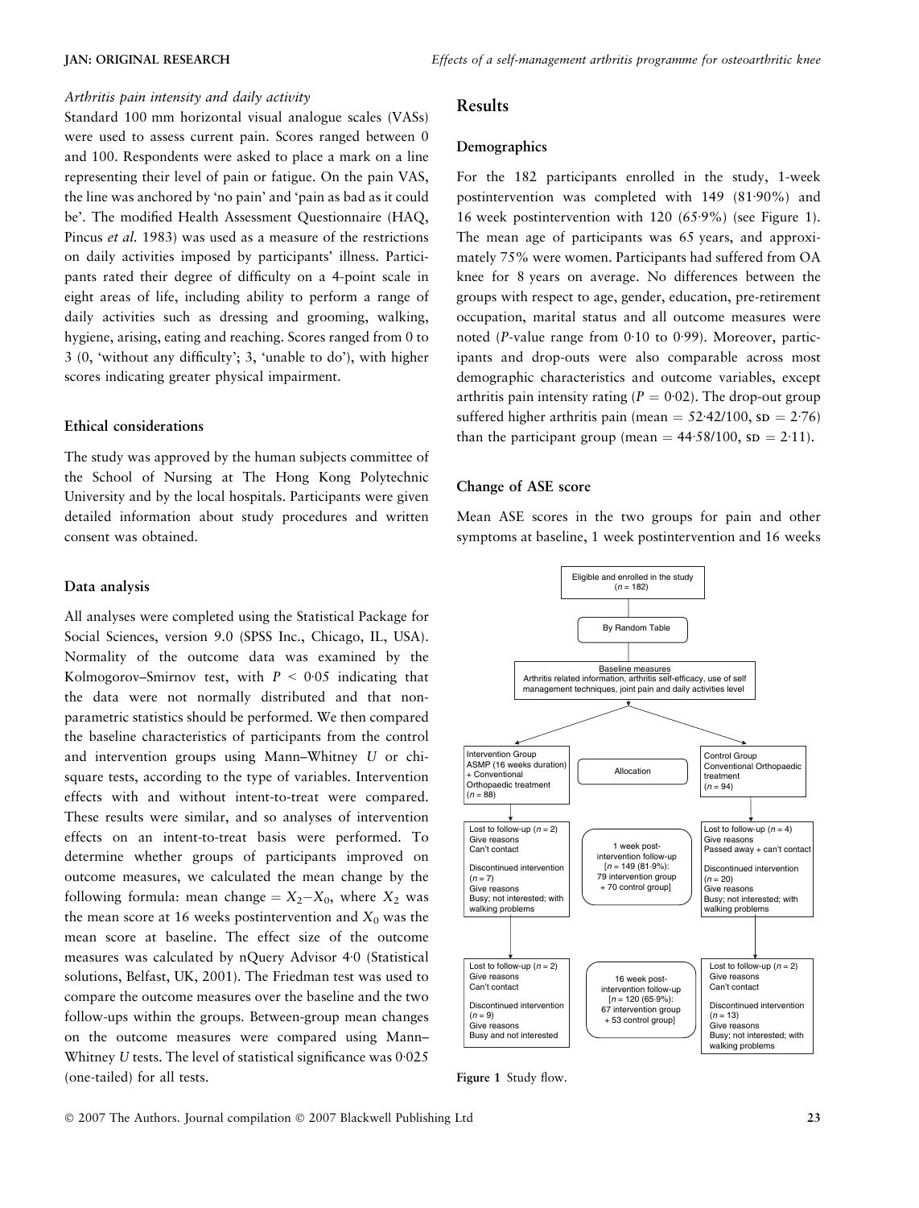*Arthritis pain intensity and daily activity*

Standard 100 mm horizontal visual analogue scales (VASs) were used to assess current pain. Scores ranged between 0 and 100. Respondents were asked to place a mark on a line representing their level of pain or fatigue. On the pain VAS, the line was anchored by 'no pain' and 'pain as bad as it could be'. The modified Health Assessment Questionnaire (HAQ, Pincus *et al.* 1983) was used as a measure of the restrictions on daily activities imposed by participants' illness. Participants rated their degree of difficulty on a 4-point scale in eight areas of life, including ability to perform a range of daily activities such as dressing and grooming, walking, hygiene, arising, eating and reaching. Scores ranged from 0 to 3 (0, 'without any difficulty'; 3, 'unable to do'), with higher scores indicating greater physical impairment.

### Ethical considerations

The study was approved by the human subjects committee of the School of Nursing at The Hong Kong Polytechnic University and by the local hospitals. Participants were given detailed information about study procedures and written consent was obtained.

### Data analysis

All analyses were completed using the Statistical Package for Social Sciences, version 9.0 (SPSS Inc., Chicago, IL, USA). Normality of the outcome data was examined by the Kolmogorov–Smirnov test, with $P < 0{\cdot}05$ indicating that the data were not normally distributed and that non-parametric statistics should be performed. We then compared the baseline characteristics of participants from the control and intervention groups using Mann–Whitney *U* or chi-square tests, according to the type of variables. Intervention effects with and without intent-to-treat were compared. These results were similar, and so analyses of intervention effects on an intent-to-treat basis were performed. To determine whether groups of participants improved on outcome measures, we calculated the mean change by the following formula: mean change $= X_2 - X_0$, where $X_2$ was the mean score at 16 weeks postintervention and $X_0$ was the mean score at baseline. The effect size of the outcome measures was calculated by nQuery Advisor 4·0 (Statistical solutions, Belfast, UK, 2001). The Friedman test was used to compare the outcome measures over the baseline and the two follow-ups within the groups. Between-group mean changes on the outcome measures were compared using Mann–Whitney *U* tests. The level of statistical significance was 0·025 (one-tailed) for all tests.

## Results

### Demographics

For the 182 participants enrolled in the study, 1-week postintervention was completed with 149 (81·90%) and 16 week postintervention with 120 (65·9%) (see Figure 1). The mean age of participants was 65 years, and approximately 75% were women. Participants had suffered from OA knee for 8 years on average. No differences between the groups with respect to age, gender, education, pre-retirement occupation, marital status and all outcome measures were noted (*P*-value range from 0·10 to 0·99). Moreover, participants and drop-outs were also comparable across most demographic characteristics and outcome variables, except arthritis pain intensity rating ($P = 0{\cdot}02$). The drop-out group suffered higher arthritis pain (mean $= 52{\cdot}42/100$, SD $= 2{\cdot}76$) than the participant group (mean $= 44{\cdot}58/100$, SD $= 2{\cdot}11$).

### Change of ASE score

Mean ASE scores in the two groups for pain and other symptoms at baseline, 1 week postintervention and 16 weeks

Eligible and enrolled in the study ($n = 182$)

By Random Table

Baseline measures
Arthritis related information, arthritis self-efficacy, use of self management techniques, joint pain and daily activities level

Allocation

Intervention Group
ASMP (16 weeks duration) + Conventional Orthopaedic treatment ($n = 88$)

Control Group
Conventional Orthopaedic treatment ($n = 94$)

Lost to follow-up ($n = 2$)
Give reasons
Can't contact

Discontinued intervention ($n = 7$)
Give reasons
Busy; not interested; with walking problems

1 week post-intervention follow-up [$n = 149$ (81·9%): 79 intervention group + 70 control group]

Lost to follow-up ($n = 4$)
Give reasons
Passed away + can't contact

Discontinued intervention ($n = 20$)
Give reasons
Busy; not interested; with walking problems

Lost to follow-up ($n = 2$)
Give reasons
Can't contact

Discontinued intervention ($n = 9$)
Give reasons
Busy and not interested

16 week post-intervention follow-up [$n = 120$ (65·9%): 67 intervention group + 53 control group]

Lost to follow-up ($n = 2$)
Give reasons
Can't contact

Discontinued intervention ($n = 13$)
Give reasons
Busy; not interested; with walking problems

**Figure 1** Study flow.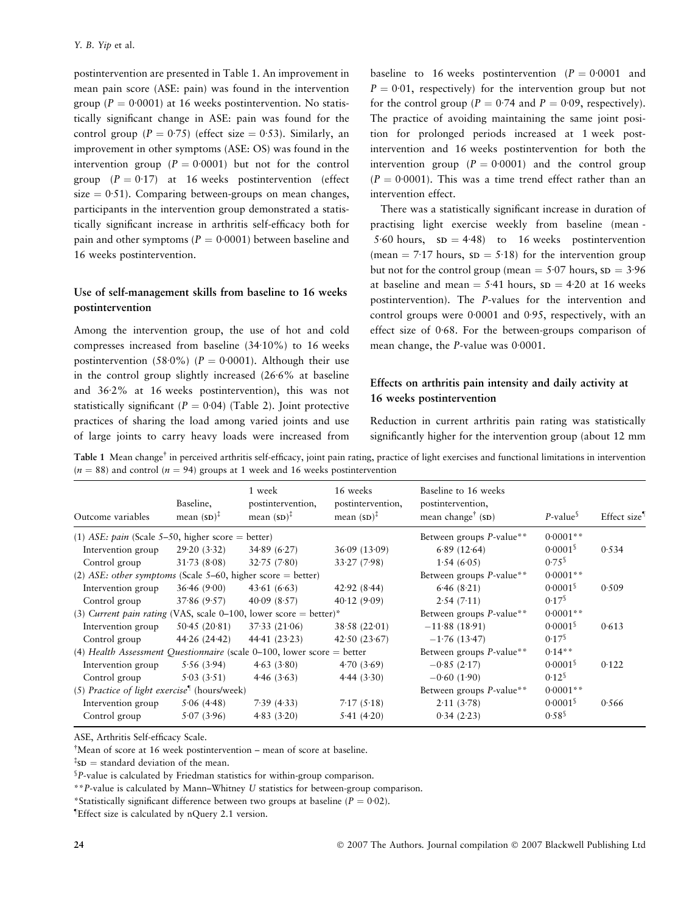postintervention are presented in Table 1. An improvement in mean pain score (ASE: pain) was found in the intervention group ($P = 0{\cdot}0001$) at 16 weeks postintervention. No statistically significant change in ASE: pain was found for the control group ($P = 0{\cdot}75$) (effect size = 0·53). Similarly, an improvement in other symptoms (ASE: OS) was found in the intervention group ($P = 0{\cdot}0001$) but not for the control group ($P = 0{\cdot}17$) at 16 weeks postintervention (effect size = 0·51). Comparing between-groups on mean changes, participants in the intervention group demonstrated a statistically significant increase in arthritis self-efficacy both for pain and other symptoms ($P = 0{\cdot}0001$) between baseline and 16 weeks postintervention.

### Use of self-management skills from baseline to 16 weeks postintervention

Among the intervention group, the use of hot and cold compresses increased from baseline (34·10%) to 16 weeks postintervention (58·0%) ($P = 0{\cdot}0001$). Although their use in the control group slightly increased (26·6% at baseline and 36·2% at 16 weeks postintervention), this was not statistically significant ($P = 0{\cdot}04$) (Table 2). Joint protective practices of sharing the load among varied joints and use of large joints to carry heavy loads were increased from baseline to 16 weeks postintervention ($P = 0{\cdot}0001$ and $P = 0{\cdot}01$, respectively) for the intervention group but not for the control group ($P = 0{\cdot}74$ and $P = 0{\cdot}09$, respectively). The practice of avoiding maintaining the same joint position for prolonged periods increased at 1 week postintervention and 16 weeks postintervention for both the intervention group ($P = 0{\cdot}0001$) and the control group ($P = 0{\cdot}0001$). This was a time trend effect rather than an intervention effect.

There was a statistically significant increase in duration of practising light exercise weekly from baseline (mean - 5·60 hours, SD = 4·48) to 16 weeks postintervention (mean = 7·17 hours, SD = 5·18) for the intervention group but not for the control group (mean = 5·07 hours, SD = 3·96 at baseline and mean = 5·41 hours, SD = 4·20 at 16 weeks postintervention). The *P*-values for the intervention and control groups were 0·0001 and 0·95, respectively, with an effect size of 0·68. For the between-groups comparison of mean change, the *P*-value was 0·0001.

### Effects on arthritis pain intensity and daily activity at 16 weeks postintervention

Reduction in current arthritis pain rating was statistically significantly higher for the intervention group (about 12 mm

**Table 1** Mean change† in perceived arthritis self-efficacy, joint pain rating, practice of light exercises and functional limitations in intervention ($n = 88$) and control ($n = 94$) groups at 1 week and 16 weeks postintervention

| Outcome variables | Baseline, mean (SD)‡ | 1 week postintervention, mean (SD)‡ | 16 weeks postintervention, mean (SD)‡ | Baseline to 16 weeks postintervention, mean change† (SD) | *P*-value§ | Effect size¶ |
|---|---|---|---|---|---|---|
| (1) *ASE: pain* (Scale 5–50, higher score = better) | | | | Between groups *P*-value** | 0·0001** | |
| Intervention group | 29·20 (3·32) | 34·89 (6·27) | 36·09 (13·09) | 6·89 (12·64) | 0·0001§ | 0·534 |
| Control group | 31·73 (8·08) | 32·75 (7·80) | 33·27 (7·98) | 1·54 (6·05) | 0·75§ | |
| (2) *ASE: other symptoms* (Scale 5–60, higher score = better) | | | | Between groups *P*-value** | 0·0001** | |
| Intervention group | 36·46 (9·00) | 43·61 (6·63) | 42·92 (8·44) | 6·46 (8·21) | 0·0001§ | 0·509 |
| Control group | 37·86 (9·57) | 40·09 (8·57) | 40·12 (9·09) | 2·54 (7·11) | 0·17§ | |
| (3) *Current pain rating* (VAS, scale 0–100, lower score = better)* | | | | Between groups *P*-value** | 0·0001** | |
| Intervention group | 50·45 (20·81) | 37·33 (21·06) | 38·58 (22·01) | −11·88 (18·91) | 0·0001§ | 0·613 |
| Control group | 44·26 (24·42) | 44·41 (23·23) | 42·50 (23·67) | −1·76 (13·47) | 0·17§ | |
| (4) *Health Assessment Questionnaire* (scale 0–100, lower score = better | | | | Between groups *P*-value** | 0·14** | |
| Intervention group | 5·56 (3·94) | 4·63 (3·80) | 4·70 (3·69) | −0·85 (2·17) | 0·0001§ | 0·122 |
| Control group | 5·03 (3·51) | 4·46 (3·63) | 4·44 (3·30) | −0·60 (1·90) | 0·12§ | |
| (5) *Practice of light exercise*¶ (hours/week) | | | | Between groups *P*-value** | 0·0001** | |
| Intervention group | 5·06 (4·48) | 7·39 (4·33) | 7·17 (5·18) | 2·11 (3·78) | 0·0001§ | 0·566 |
| Control group | 5·07 (3·96) | 4·83 (3·20) | 5·41 (4·20) | 0·34 (2·23) | 0·58§ | |

ASE, Arthritis Self-efficacy Scale.

†Mean of score at 16 week postintervention – mean of score at baseline.

‡SD = standard deviation of the mean.

§*P*-value is calculated by Friedman statistics for within-group comparison.

***P*-value is calculated by Mann–Whitney *U* statistics for between-group comparison.

*Statistically significant difference between two groups at baseline ($P = 0{\cdot}02$).

¶Effect size is calculated by nQuery 2.1 version.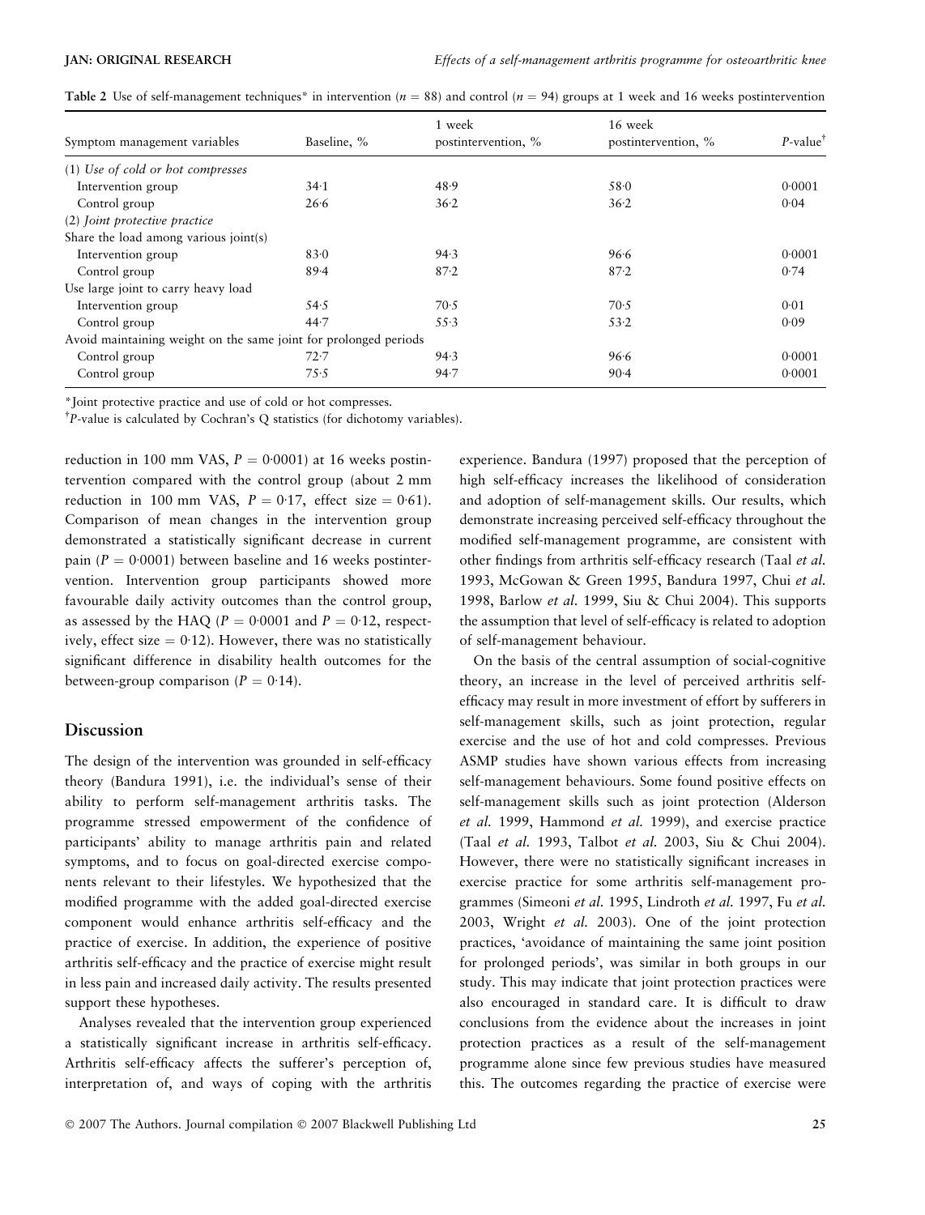**Table 2** Use of self-management techniques* in intervention ($n$ = 88) and control ($n$ = 94) groups at 1 week and 16 weeks postintervention

| Symptom management variables | Baseline, % | 1 week postintervention, % | 16 week postintervention, % | $P$-value† |
|---|---|---|---|---|
| (1) *Use of cold or hot compresses* | | | | |
| Intervention group | 34·1 | 48·9 | 58·0 | 0·0001 |
| Control group | 26·6 | 36·2 | 36·2 | 0·04 |
| (2) *Joint protective practice* | | | | |
| Share the load among various joint(s) | | | | |
| Intervention group | 83·0 | 94·3 | 96·6 | 0·0001 |
| Control group | 89·4 | 87·2 | 87·2 | 0·74 |
| Use large joint to carry heavy load | | | | |
| Intervention group | 54·5 | 70·5 | 70·5 | 0·01 |
| Control group | 44·7 | 55·3 | 53·2 | 0·09 |
| Avoid maintaining weight on the same joint for prolonged periods | | | | |
| Control group | 72·7 | 94·3 | 96·6 | 0·0001 |
| Control group | 75·5 | 94·7 | 90·4 | 0·0001 |

*Joint protective practice and use of cold or hot compresses.
†$P$-value is calculated by Cochran's Q statistics (for dichotomy variables).

reduction in 100 mm VAS, $P = 0{\cdot}0001$) at 16 weeks postintervention compared with the control group (about 2 mm reduction in 100 mm VAS, $P = 0{\cdot}17$, effect size = 0·61). Comparison of mean changes in the intervention group demonstrated a statistically significant decrease in current pain ($P = 0{\cdot}0001$) between baseline and 16 weeks postintervention. Intervention group participants showed more favourable daily activity outcomes than the control group, as assessed by the HAQ ($P = 0{\cdot}0001$ and $P = 0{\cdot}12$, respectively, effect size = 0·12). However, there was no statistically significant difference in disability health outcomes for the between-group comparison ($P = 0{\cdot}14$).

## Discussion

The design of the intervention was grounded in self-efficacy theory (Bandura 1991), i.e. the individual's sense of their ability to perform self-management arthritis tasks. The programme stressed empowerment of the confidence of participants' ability to manage arthritis pain and related symptoms, and to focus on goal-directed exercise components relevant to their lifestyles. We hypothesized that the modified programme with the added goal-directed exercise component would enhance arthritis self-efficacy and the practice of exercise. In addition, the experience of positive arthritis self-efficacy and the practice of exercise might result in less pain and increased daily activity. The results presented support these hypotheses.

Analyses revealed that the intervention group experienced a statistically significant increase in arthritis self-efficacy. Arthritis self-efficacy affects the sufferer's perception of, interpretation of, and ways of coping with the arthritis experience. Bandura (1997) proposed that the perception of high self-efficacy increases the likelihood of consideration and adoption of self-management skills. Our results, which demonstrate increasing perceived self-efficacy throughout the modified self-management programme, are consistent with other findings from arthritis self-efficacy research (Taal *et al.* 1993, McGowan & Green 1995, Bandura 1997, Chui *et al.* 1998, Barlow *et al.* 1999, Siu & Chui 2004). This supports the assumption that level of self-efficacy is related to adoption of self-management behaviour.

On the basis of the central assumption of social-cognitive theory, an increase in the level of perceived arthritis self-efficacy may result in more investment of effort by sufferers in self-management skills, such as joint protection, regular exercise and the use of hot and cold compresses. Previous ASMP studies have shown various effects from increasing self-management behaviours. Some found positive effects on self-management skills such as joint protection (Alderson *et al.* 1999, Hammond *et al.* 1999), and exercise practice (Taal *et al.* 1993, Talbot *et al.* 2003, Siu & Chui 2004). However, there were no statistically significant increases in exercise practice for some arthritis self-management programmes (Simeoni *et al.* 1995, Lindroth *et al.* 1997, Fu *et al.* 2003, Wright *et al.* 2003). One of the joint protection practices, 'avoidance of maintaining the same joint position for prolonged periods', was similar in both groups in our study. This may indicate that joint protection practices were also encouraged in standard care. It is difficult to draw conclusions from the evidence about the increases in joint protection practices as a result of the self-management programme alone since few previous studies have measured this. The outcomes regarding the practice of exercise were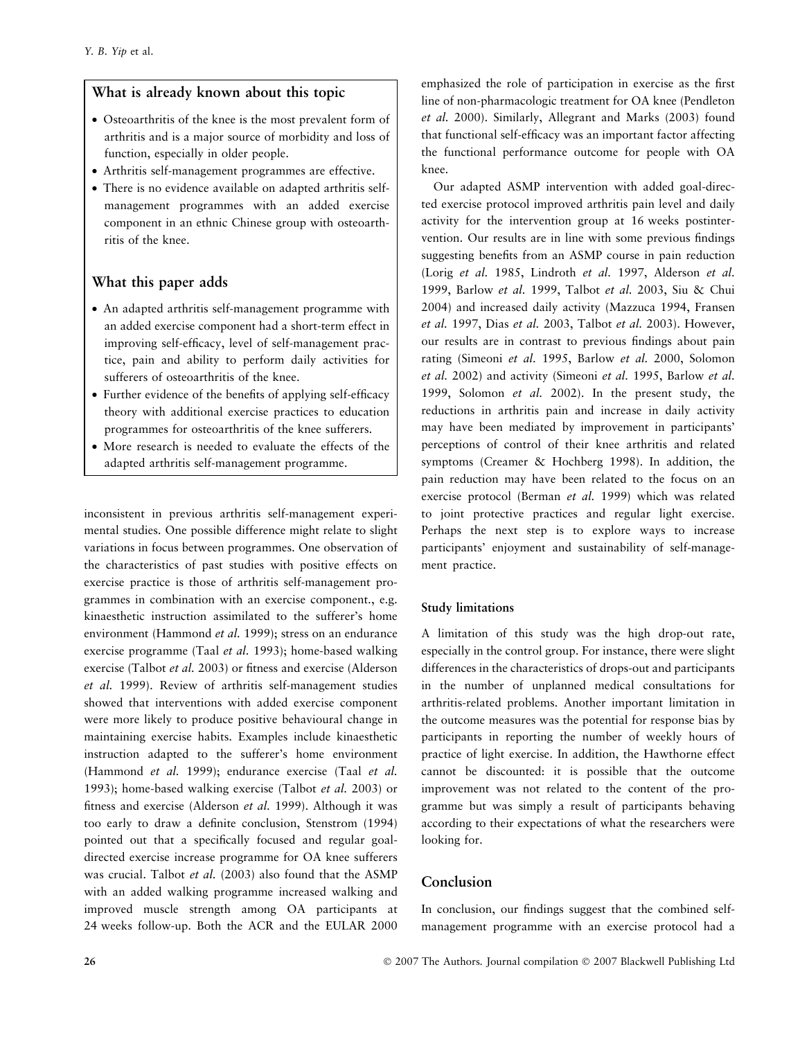## What is already known about this topic

- Osteoarthritis of the knee is the most prevalent form of arthritis and is a major source of morbidity and loss of function, especially in older people.
- Arthritis self-management programmes are effective.
- There is no evidence available on adapted arthritis self-management programmes with an added exercise component in an ethnic Chinese group with osteoarthritis of the knee.

## What this paper adds

- An adapted arthritis self-management programme with an added exercise component had a short-term effect in improving self-efficacy, level of self-management practice, pain and ability to perform daily activities for sufferers of osteoarthritis of the knee.
- Further evidence of the benefits of applying self-efficacy theory with additional exercise practices to education programmes for osteoarthritis of the knee sufferers.
- More research is needed to evaluate the effects of the adapted arthritis self-management programme.

inconsistent in previous arthritis self-management experimental studies. One possible difference might relate to slight variations in focus between programmes. One observation of the characteristics of past studies with positive effects on exercise practice is those of arthritis self-management programmes in combination with an exercise component., e.g. kinaesthetic instruction assimilated to the sufferer's home environment (Hammond *et al.* 1999); stress on an endurance exercise programme (Taal *et al.* 1993); home-based walking exercise (Talbot *et al.* 2003) or fitness and exercise (Alderson *et al.* 1999). Review of arthritis self-management studies showed that interventions with added exercise component were more likely to produce positive behavioural change in maintaining exercise habits. Examples include kinaesthetic instruction adapted to the sufferer's home environment (Hammond *et al.* 1999); endurance exercise (Taal *et al.* 1993); home-based walking exercise (Talbot *et al.* 2003) or fitness and exercise (Alderson *et al.* 1999). Although it was too early to draw a definite conclusion, Stenstrom (1994) pointed out that a specifically focused and regular goal-directed exercise increase programme for OA knee sufferers was crucial. Talbot *et al.* (2003) also found that the ASMP with an added walking programme increased walking and improved muscle strength among OA participants at 24 weeks follow-up. Both the ACR and the EULAR 2000 emphasized the role of participation in exercise as the first line of non-pharmacologic treatment for OA knee (Pendleton *et al.* 2000). Similarly, Allegrant and Marks (2003) found that functional self-efficacy was an important factor affecting the functional performance outcome for people with OA knee.

Our adapted ASMP intervention with added goal-directed exercise protocol improved arthritis pain level and daily activity for the intervention group at 16 weeks postintervention. Our results are in line with some previous findings suggesting benefits from an ASMP course in pain reduction (Lorig *et al.* 1985, Lindroth *et al.* 1997, Alderson *et al.* 1999, Barlow *et al.* 1999, Talbot *et al.* 2003, Siu & Chui 2004) and increased daily activity (Mazzuca 1994, Fransen *et al.* 1997, Dias *et al.* 2003, Talbot *et al.* 2003). However, our results are in contrast to previous findings about pain rating (Simeoni *et al.* 1995, Barlow *et al.* 2000, Solomon *et al.* 2002) and activity (Simeoni *et al.* 1995, Barlow *et al.* 1999, Solomon *et al.* 2002). In the present study, the reductions in arthritis pain and increase in daily activity may have been mediated by improvement in participants' perceptions of control of their knee arthritis and related symptoms (Creamer & Hochberg 1998). In addition, the pain reduction may have been related to the focus on an exercise protocol (Berman *et al.* 1999) which was related to joint protective practices and regular light exercise. Perhaps the next step is to explore ways to increase participants' enjoyment and sustainability of self-management practice.

### Study limitations

A limitation of this study was the high drop-out rate, especially in the control group. For instance, there were slight differences in the characteristics of drops-out and participants in the number of unplanned medical consultations for arthritis-related problems. Another important limitation in the outcome measures was the potential for response bias by participants in reporting the number of weekly hours of practice of light exercise. In addition, the Hawthorne effect cannot be discounted: it is possible that the outcome improvement was not related to the content of the programme but was simply a result of participants behaving according to their expectations of what the researchers were looking for.

## Conclusion

In conclusion, our findings suggest that the combined self-management programme with an exercise protocol had a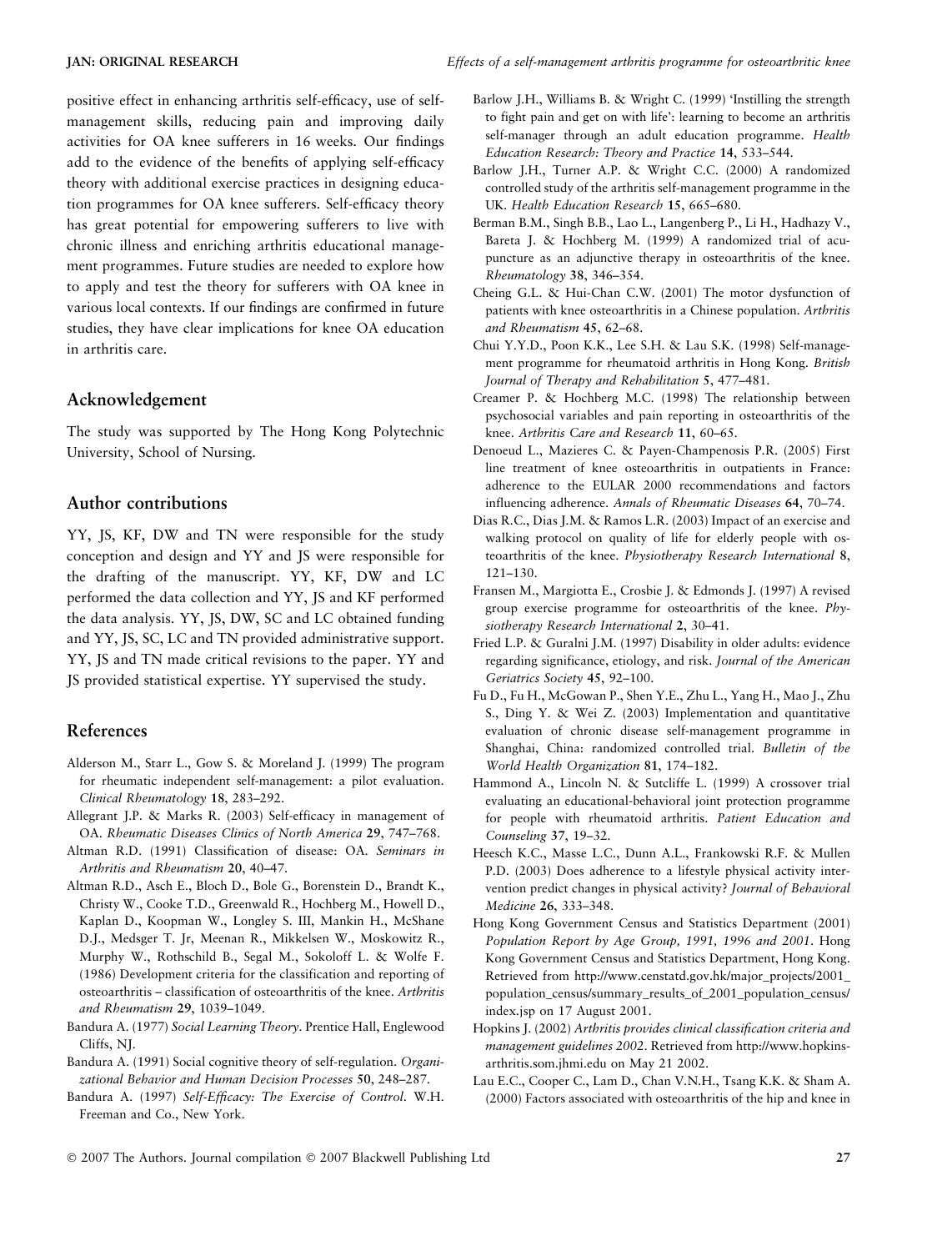positive effect in enhancing arthritis self-efficacy, use of self-management skills, reducing pain and improving daily activities for OA knee sufferers in 16 weeks. Our findings add to the evidence of the benefits of applying self-efficacy theory with additional exercise practices in designing education programmes for OA knee sufferers. Self-efficacy theory has great potential for empowering sufferers to live with chronic illness and enriching arthritis educational management programmes. Future studies are needed to explore how to apply and test the theory for sufferers with OA knee in various local contexts. If our findings are confirmed in future studies, they have clear implications for knee OA education in arthritis care.

## Acknowledgement

The study was supported by The Hong Kong Polytechnic University, School of Nursing.

## Author contributions

YY, JS, KF, DW and TN were responsible for the study conception and design and YY and JS were responsible for the drafting of the manuscript. YY, KF, DW and LC performed the data collection and YY, JS and KF performed the data analysis. YY, JS, DW, SC and LC obtained funding and YY, JS, SC, LC and TN provided administrative support. YY, JS and TN made critical revisions to the paper. YY and JS provided statistical expertise. YY supervised the study.

## References

Alderson M., Starr L., Gow S. & Moreland J. (1999) The program for rheumatic independent self-management: a pilot evaluation. *Clinical Rheumatology* **18**, 283–292.

Allegrant J.P. & Marks R. (2003) Self-efficacy in management of OA. *Rheumatic Diseases Clinics of North America* **29**, 747–768.

Altman R.D. (1991) Classification of disease: OA. *Seminars in Arthritis and Rheumatism* **20**, 40–47.

Altman R.D., Asch E., Bloch D., Bole G., Borenstein D., Brandt K., Christy W., Cooke T.D., Greenwald R., Hochberg M., Howell D., Kaplan D., Koopman W., Longley S. III, Mankin H., McShane D.J., Medsger T. Jr, Meenan R., Mikkelsen W., Moskowitz R., Murphy W., Rothschild B., Segal M., Sokoloff L. & Wolfe F. (1986) Development criteria for the classification and reporting of osteoarthritis – classification of osteoarthritis of the knee. *Arthritis and Rheumatism* **29**, 1039–1049.

Bandura A. (1977) *Social Learning Theory*. Prentice Hall, Englewood Cliffs, NJ.

Bandura A. (1991) Social cognitive theory of self-regulation. *Organizational Behavior and Human Decision Processes* **50**, 248–287.

Bandura A. (1997) *Self-Efficacy: The Exercise of Control*. W.H. Freeman and Co., New York.

Barlow J.H., Williams B. & Wright C. (1999) 'Instilling the strength to fight pain and get on with life': learning to become an arthritis self-manager through an adult education programme. *Health Education Research: Theory and Practice* **14**, 533–544.

Barlow J.H., Turner A.P. & Wright C.C. (2000) A randomized controlled study of the arthritis self-management programme in the UK. *Health Education Research* **15**, 665–680.

Berman B.M., Singh B.B., Lao L., Langenberg P., Li H., Hadhazy V., Bareta J. & Hochberg M. (1999) A randomized trial of acupuncture as an adjunctive therapy in osteoarthritis of the knee. *Rheumatology* **38**, 346–354.

Cheing G.L. & Hui-Chan C.W. (2001) The motor dysfunction of patients with knee osteoarthritis in a Chinese population. *Arthritis and Rheumatism* **45**, 62–68.

Chui Y.Y.D., Poon K.K., Lee S.H. & Lau S.K. (1998) Self-management programme for rheumatoid arthritis in Hong Kong. *British Journal of Therapy and Rehabilitation* **5**, 477–481.

Creamer P. & Hochberg M.C. (1998) The relationship between psychosocial variables and pain reporting in osteoarthritis of the knee. *Arthritis Care and Research* **11**, 60–65.

Denoeud L., Mazieres C. & Payen-Champenosis P.R. (2005) First line treatment of knee osteoarthritis in outpatients in France: adherence to the EULAR 2000 recommendations and factors influencing adherence. *Annals of Rheumatic Diseases* **64**, 70–74.

Dias R.C., Dias J.M. & Ramos L.R. (2003) Impact of an exercise and walking protocol on quality of life for elderly people with osteoarthritis of the knee. *Physiotherapy Research International* **8**, 121–130.

Fransen M., Margiotta E., Crosbie J. & Edmonds J. (1997) A revised group exercise programme for osteoarthritis of the knee. *Physiotherapy Research International* **2**, 30–41.

Fried L.P. & Guralni J.M. (1997) Disability in older adults: evidence regarding significance, etiology, and risk. *Journal of the American Geriatrics Society* **45**, 92–100.

Fu D., Fu H., McGowan P., Shen Y.E., Zhu L., Yang H., Mao J., Zhu S., Ding Y. & Wei Z. (2003) Implementation and quantitative evaluation of chronic disease self-management programme in Shanghai, China: randomized controlled trial. *Bulletin of the World Health Organization* **81**, 174–182.

Hammond A., Lincoln N. & Sutcliffe L. (1999) A crossover trial evaluating an educational-behavioral joint protection programme for people with rheumatoid arthritis. *Patient Education and Counseling* **37**, 19–32.

Heesch K.C., Masse L.C., Dunn A.L., Frankowski R.F. & Mullen P.D. (2003) Does adherence to a lifestyle physical activity intervention predict changes in physical activity? *Journal of Behavioral Medicine* **26**, 333–348.

Hong Kong Government Census and Statistics Department (2001) *Population Report by Age Group, 1991, 1996 and 2001*. Hong Kong Government Census and Statistics Department, Hong Kong. Retrieved from http://www.censtatd.gov.hk/major_projects/2001_population_census/summary_results_of_2001_population_census/index.jsp on 17 August 2001.

Hopkins J. (2002) *Arthritis provides clinical classification criteria and management guidelines 2002*. Retrieved from http://www.hopkins-arthritis.som.jhmi.edu on May 21 2002.

Lau E.C., Cooper C., Lam D., Chan V.N.H., Tsang K.K. & Sham A. (2000) Factors associated with osteoarthritis of the hip and knee in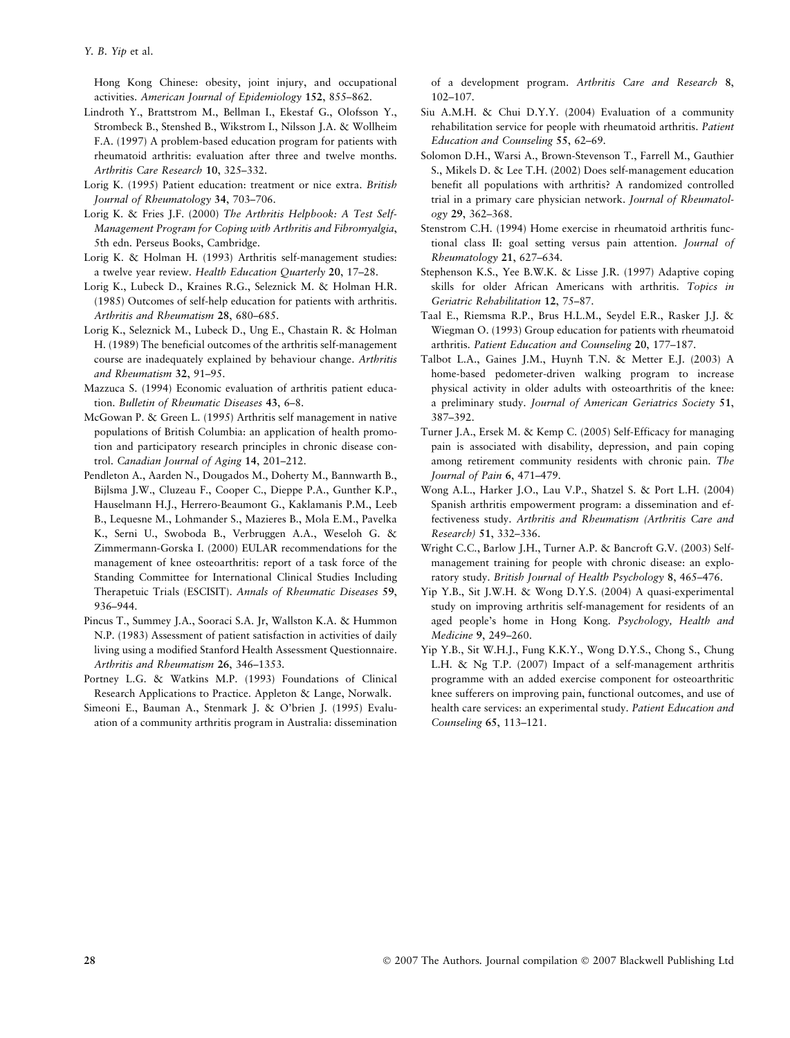Hong Kong Chinese: obesity, joint injury, and occupational activities. *American Journal of Epidemiology* **152**, 855–862.

Lindroth Y., Brattstrom M., Bellman I., Ekestaf G., Olofsson Y., Strombeck B., Stenshed B., Wikstrom I., Nilsson J.A. & Wollheim F.A. (1997) A problem-based education program for patients with rheumatoid arthritis: evaluation after three and twelve months. *Arthritis Care Research* **10**, 325–332.

Lorig K. (1995) Patient education: treatment or nice extra. *British Journal of Rheumatology* **34**, 703–706.

Lorig K. & Fries J.F. (2000) *The Arthritis Helpbook: A Test Self-Management Program for Coping with Arthritis and Fibromyalgia*, 5th edn. Perseus Books, Cambridge.

Lorig K. & Holman H. (1993) Arthritis self-management studies: a twelve year review. *Health Education Quarterly* **20**, 17–28.

Lorig K., Lubeck D., Kraines R.G., Seleznick M. & Holman H.R. (1985) Outcomes of self-help education for patients with arthritis. *Arthritis and Rheumatism* **28**, 680–685.

Lorig K., Seleznick M., Lubeck D., Ung E., Chastain R. & Holman H. (1989) The beneficial outcomes of the arthritis self-management course are inadequately explained by behaviour change. *Arthritis and Rheumatism* **32**, 91–95.

Mazzuca S. (1994) Economic evaluation of arthritis patient education. *Bulletin of Rheumatic Diseases* **43**, 6–8.

McGowan P. & Green L. (1995) Arthritis self management in native populations of British Columbia: an application of health promotion and participatory research principles in chronic disease control. *Canadian Journal of Aging* **14**, 201–212.

Pendleton A., Aarden N., Dougados M., Doherty M., Bannwarth B., Bijlsma J.W., Cluzeau F., Cooper C., Dieppe P.A., Gunther K.P., Hauselmann H.J., Herrero-Beaumont G., Kaklamanis P.M., Leeb B., Lequesne M., Lohmander S., Mazieres B., Mola E.M., Pavelka K., Serni U., Swoboda B., Verbruggen A.A., Weseloh G. & Zimmermann-Gorska I. (2000) EULAR recommendations for the management of knee osteoarthritis: report of a task force of the Standing Committee for International Clinical Studies Including Therapetuic Trials (ESCISIT). *Annals of Rheumatic Diseases* **59**, 936–944.

Pincus T., Summey J.A., Sooraci S.A. Jr, Wallston K.A. & Hummon N.P. (1983) Assessment of patient satisfaction in activities of daily living using a modified Stanford Health Assessment Questionnaire. *Arthritis and Rheumatism* **26**, 346–1353.

Portney L.G. & Watkins M.P. (1993) Foundations of Clinical Research Applications to Practice. Appleton & Lange, Norwalk.

Simeoni E., Bauman A., Stenmark J. & O'brien J. (1995) Evaluation of a community arthritis program in Australia: dissemination of a development program. *Arthritis Care and Research* **8**, 102–107.

Siu A.M.H. & Chui D.Y.Y. (2004) Evaluation of a community rehabilitation service for people with rheumatoid arthritis. *Patient Education and Counseling* **55**, 62–69.

Solomon D.H., Warsi A., Brown-Stevenson T., Farrell M., Gauthier S., Mikels D. & Lee T.H. (2002) Does self-management education benefit all populations with arthritis? A randomized controlled trial in a primary care physician network. *Journal of Rheumatology* **29**, 362–368.

Stenstrom C.H. (1994) Home exercise in rheumatoid arthritis functional class II: goal setting versus pain attention. *Journal of Rheumatology* **21**, 627–634.

Stephenson K.S., Yee B.W.K. & Lisse J.R. (1997) Adaptive coping skills for older African Americans with arthritis. *Topics in Geriatric Rehabilitation* **12**, 75–87.

Taal E., Riemsma R.P., Brus H.L.M., Seydel E.R., Rasker J.J. & Wiegman O. (1993) Group education for patients with rheumatoid arthritis. *Patient Education and Counseling* **20**, 177–187.

Talbot L.A., Gaines J.M., Huynh T.N. & Metter E.J. (2003) A home-based pedometer-driven walking program to increase physical activity in older adults with osteoarthritis of the knee: a preliminary study. *Journal of American Geriatrics Society* **51**, 387–392.

Turner J.A., Ersek M. & Kemp C. (2005) Self-Efficacy for managing pain is associated with disability, depression, and pain coping among retirement community residents with chronic pain. *The Journal of Pain* **6**, 471–479.

Wong A.L., Harker J.O., Lau V.P., Shatzel S. & Port L.H. (2004) Spanish arthritis empowerment program: a dissemination and effectiveness study. *Arthritis and Rheumatism (Arthritis Care and Research)* **51**, 332–336.

Wright C.C., Barlow J.H., Turner A.P. & Bancroft G.V. (2003) Self-management training for people with chronic disease: an exploratory study. *British Journal of Health Psychology* **8**, 465–476.

Yip Y.B., Sit J.W.H. & Wong D.Y.S. (2004) A quasi-experimental study on improving arthritis self-management for residents of an aged people's home in Hong Kong. *Psychology, Health and Medicine* **9**, 249–260.

Yip Y.B., Sit W.H.J., Fung K.K.Y., Wong D.Y.S., Chong S., Chung L.H. & Ng T.P. (2007) Impact of a self-management arthritis programme with an added exercise component for osteoarthritic knee sufferers on improving pain, functional outcomes, and use of health care services: an experimental study. *Patient Education and Counseling* **65**, 113–121.